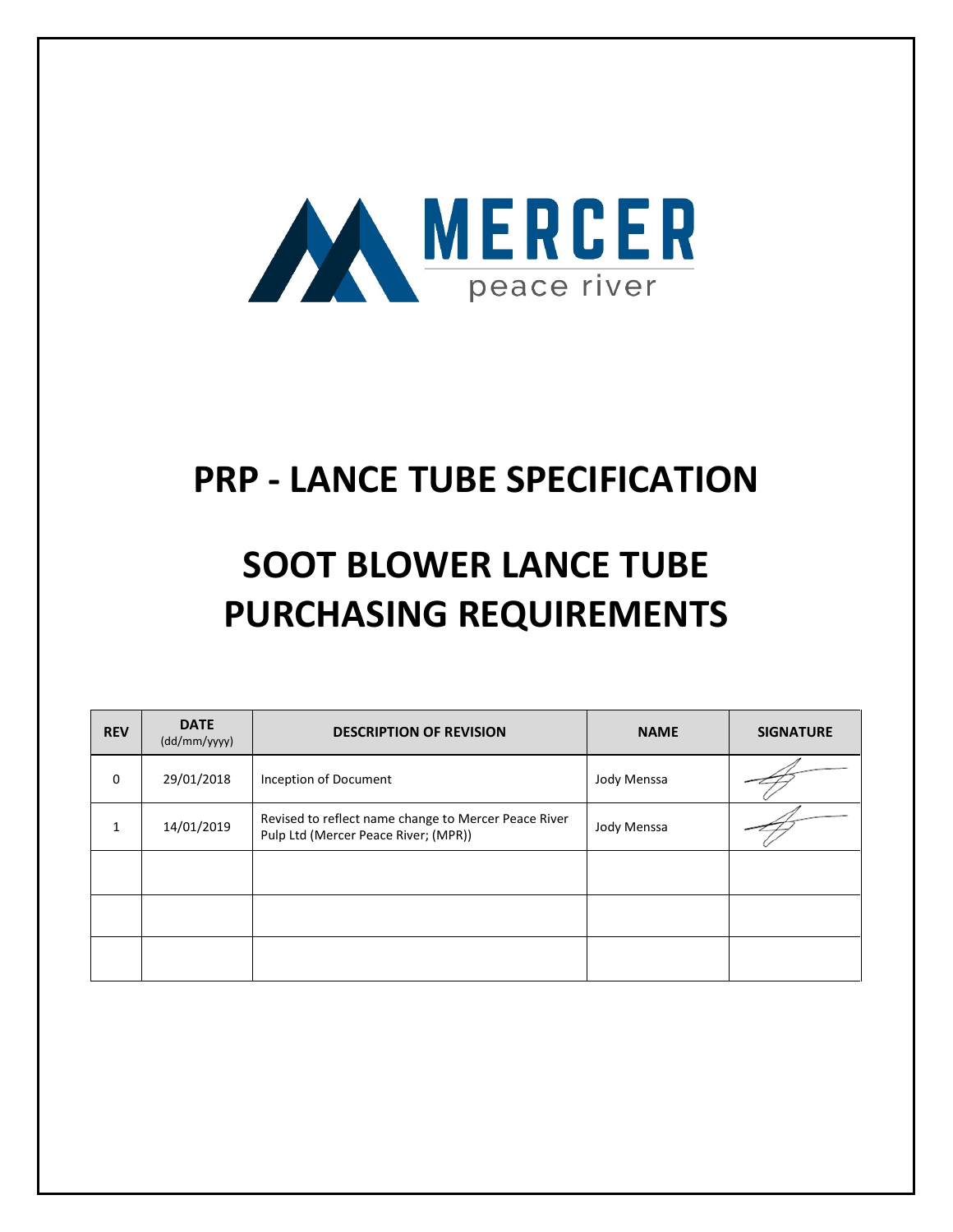MERCER

peace river

# PRP - LANCE TUBE SPECIFICATION

# SOOT BLOWER LANCE TUBE PURCHASING REQUIREMENTS

| REV | DATE (dd/mm/yyyy) | DESCRIPTION OF REVISION | NAME | SIGNATURE |
|---|---|---|---|---|
| 0 | 29/01/2018 | Inception of Document | Jody Menssa | |
| 1 | 14/01/2019 | Revised to reflect name change to Mercer Peace River Pulp Ltd (Mercer Peace River; (MPR)) | Jody Menssa | |
| | | | | |
| | | | | |
| | | | | |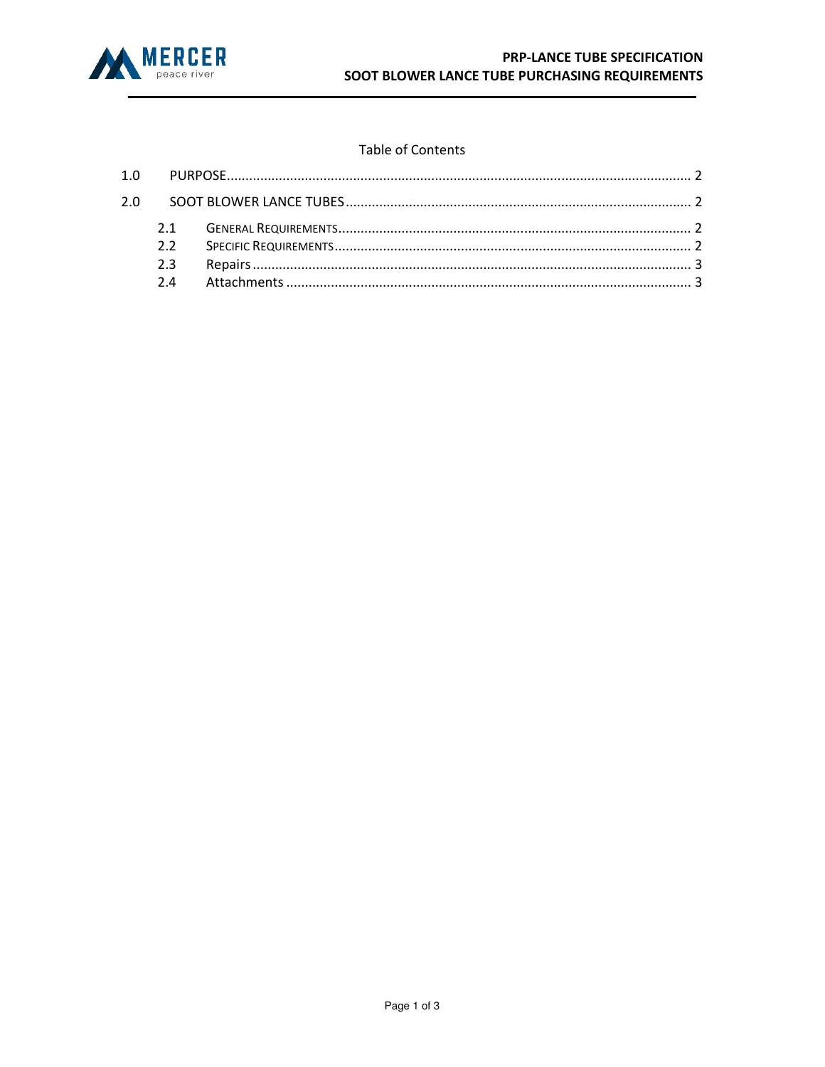Table of Contents

1.0 PURPOSE ........................................................................................................................ 2

2.0 SOOT BLOWER LANCE TUBES ........................................................................................ 2

- 2.1 GENERAL REQUIREMENTS ............................................................................................ 2
- 2.2 SPECIFIC REQUIREMENTS ............................................................................................ 2
- 2.3 Repairs ........................................................................................................................ 3
- 2.4 Attachments ................................................................................................................ 3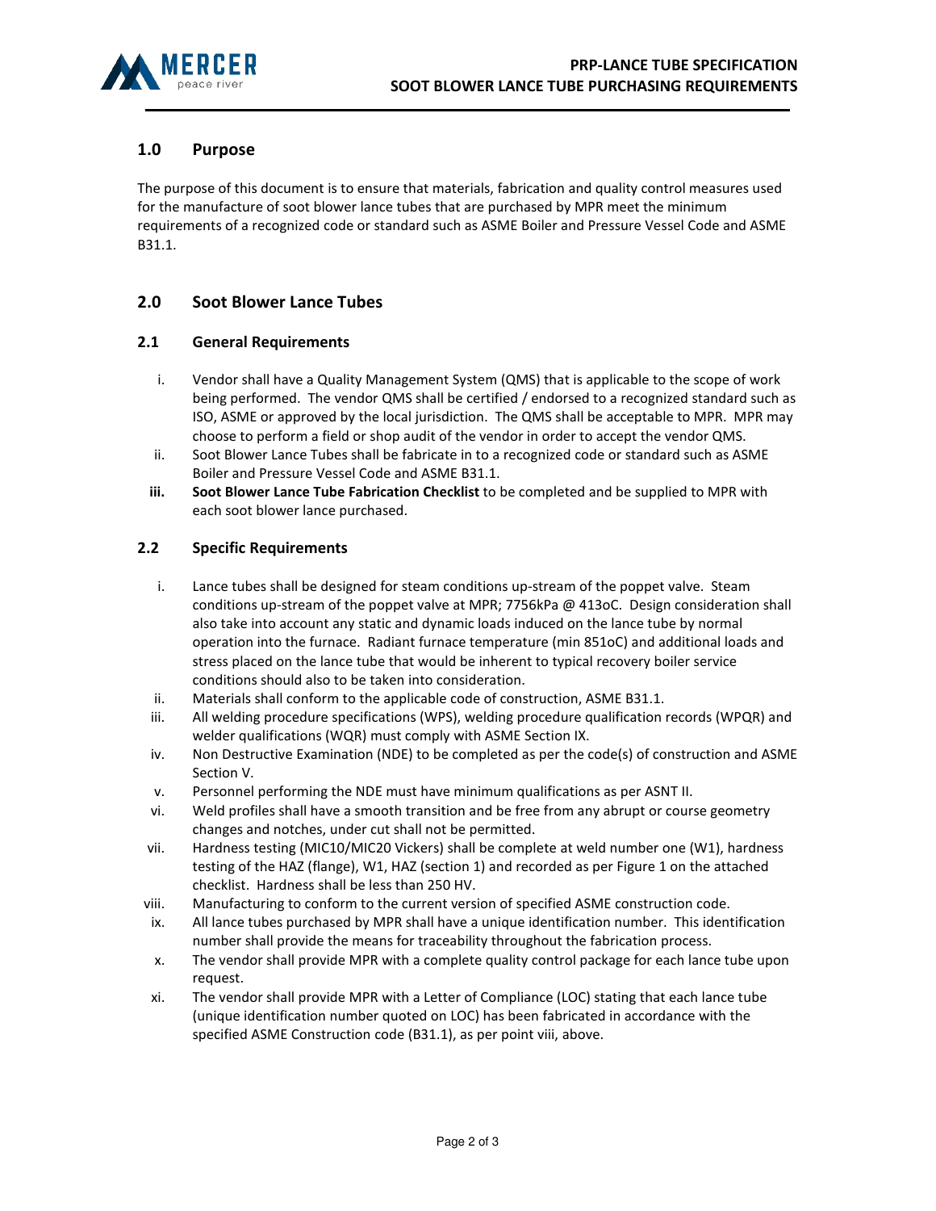## 1.0 Purpose

The purpose of this document is to ensure that materials, fabrication and quality control measures used for the manufacture of soot blower lance tubes that are purchased by MPR meet the minimum requirements of a recognized code or standard such as ASME Boiler and Pressure Vessel Code and ASME B31.1.

## 2.0 Soot Blower Lance Tubes

### 2.1 General Requirements

i. Vendor shall have a Quality Management System (QMS) that is applicable to the scope of work being performed. The vendor QMS shall be certified / endorsed to a recognized standard such as ISO, ASME or approved by the local jurisdiction. The QMS shall be acceptable to MPR. MPR may choose to perform a field or shop audit of the vendor in order to accept the vendor QMS.

ii. Soot Blower Lance Tubes shall be fabricate in to a recognized code or standard such as ASME Boiler and Pressure Vessel Code and ASME B31.1.

**iii.** **Soot Blower Lance Tube Fabrication Checklist** to be completed and be supplied to MPR with each soot blower lance purchased.

### 2.2 Specific Requirements

i. Lance tubes shall be designed for steam conditions up-stream of the poppet valve. Steam conditions up-stream of the poppet valve at MPR; 7756kPa @ 413oC. Design consideration shall also take into account any static and dynamic loads induced on the lance tube by normal operation into the furnace. Radiant furnace temperature (min 851oC) and additional loads and stress placed on the lance tube that would be inherent to typical recovery boiler service conditions should also to be taken into consideration.

ii. Materials shall conform to the applicable code of construction, ASME B31.1.

iii. All welding procedure specifications (WPS), welding procedure qualification records (WPQR) and welder qualifications (WQR) must comply with ASME Section IX.

iv. Non Destructive Examination (NDE) to be completed as per the code(s) of construction and ASME Section V.

v. Personnel performing the NDE must have minimum qualifications as per ASNT II.

vi. Weld profiles shall have a smooth transition and be free from any abrupt or course geometry changes and notches, under cut shall not be permitted.

vii. Hardness testing (MIC10/MIC20 Vickers) shall be complete at weld number one (W1), hardness testing of the HAZ (flange), W1, HAZ (section 1) and recorded as per Figure 1 on the attached checklist. Hardness shall be less than 250 HV.

viii. Manufacturing to conform to the current version of specified ASME construction code.

ix. All lance tubes purchased by MPR shall have a unique identification number. This identification number shall provide the means for traceability throughout the fabrication process.

x. The vendor shall provide MPR with a complete quality control package for each lance tube upon request.

xi. The vendor shall provide MPR with a Letter of Compliance (LOC) stating that each lance tube (unique identification number quoted on LOC) has been fabricated in accordance with the specified ASME Construction code (B31.1), as per point viii, above.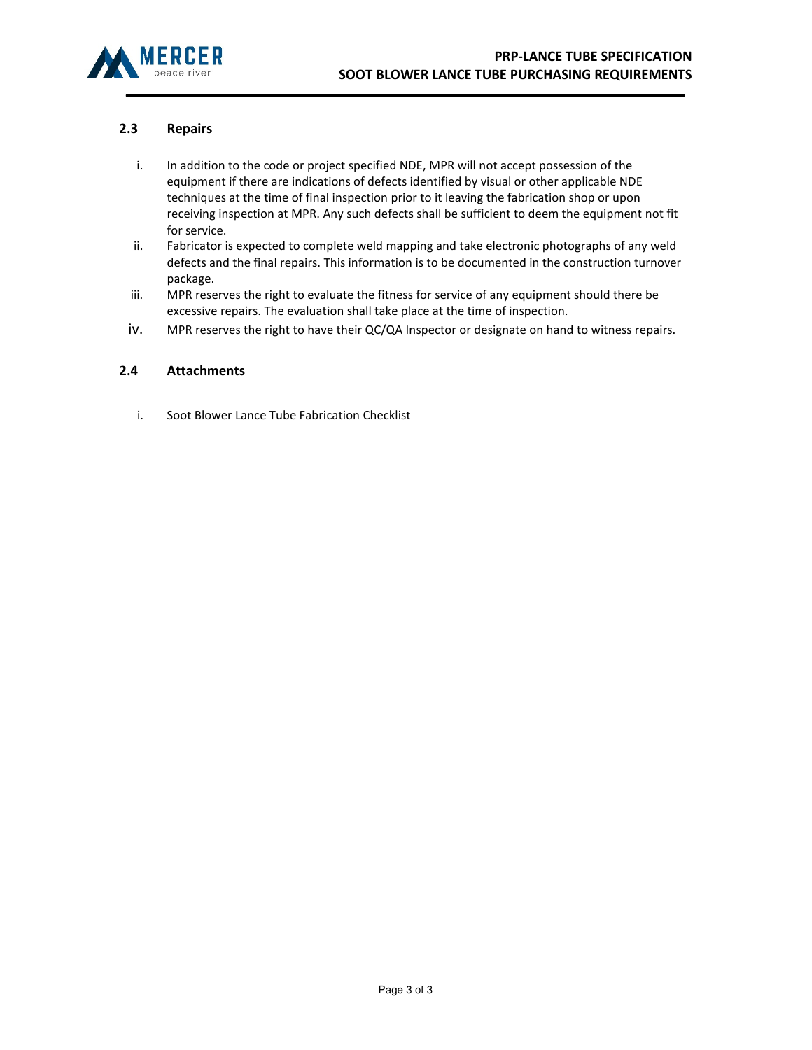### 2.3 Repairs

i. In addition to the code or project specified NDE, MPR will not accept possession of the equipment if there are indications of defects identified by visual or other applicable NDE techniques at the time of final inspection prior to it leaving the fabrication shop or upon receiving inspection at MPR. Any such defects shall be sufficient to deem the equipment not fit for service.

ii. Fabricator is expected to complete weld mapping and take electronic photographs of any weld defects and the final repairs. This information is to be documented in the construction turnover package.

iii. MPR reserves the right to evaluate the fitness for service of any equipment should there be excessive repairs. The evaluation shall take place at the time of inspection.

iv. MPR reserves the right to have their QC/QA Inspector or designate on hand to witness repairs.

### 2.4 Attachments

i. Soot Blower Lance Tube Fabrication Checklist